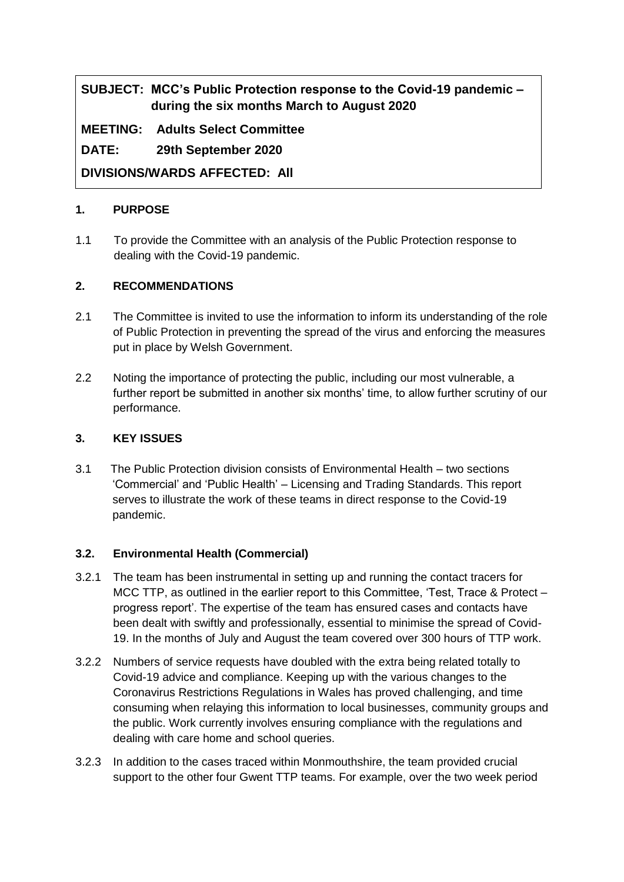**SUBJECT: MCC's Public Protection response to the Covid-19 pandemic – during the six months March to August 2020**

**MEETING: Adults Select Committee**

**DATE: 29th September 2020**

**DIVISIONS/WARDS AFFECTED: All**

## 1. PURPOSE

1.1 To provide the Committee with an analysis of the Public Protection response to dealing with the Covid-19 pandemic.

## 2. RECOMMENDATIONS

2.1 The Committee is invited to use the information to inform its understanding of the role of Public Protection in preventing the spread of the virus and enforcing the measures put in place by Welsh Government.

2.2 Noting the importance of protecting the public, including our most vulnerable, a further report be submitted in another six months' time, to allow further scrutiny of our performance.

## 3. KEY ISSUES

3.1 The Public Protection division consists of Environmental Health – two sections 'Commercial' and 'Public Health' – Licensing and Trading Standards. This report serves to illustrate the work of these teams in direct response to the Covid-19 pandemic.

### 3.2. Environmental Health (Commercial)

3.2.1 The team has been instrumental in setting up and running the contact tracers for MCC TTP, as outlined in the earlier report to this Committee, 'Test, Trace & Protect – progress report'. The expertise of the team has ensured cases and contacts have been dealt with swiftly and professionally, essential to minimise the spread of Covid-19. In the months of July and August the team covered over 300 hours of TTP work.

3.2.2 Numbers of service requests have doubled with the extra being related totally to Covid-19 advice and compliance. Keeping up with the various changes to the Coronavirus Restrictions Regulations in Wales has proved challenging, and time consuming when relaying this information to local businesses, community groups and the public. Work currently involves ensuring compliance with the regulations and dealing with care home and school queries.

3.2.3 In addition to the cases traced within Monmouthshire, the team provided crucial support to the other four Gwent TTP teams. For example, over the two week period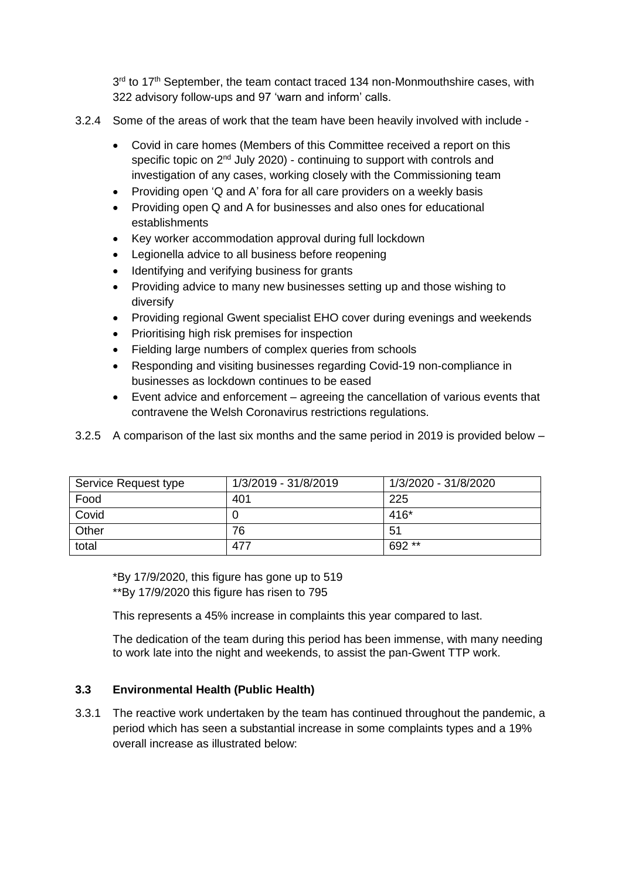3rd to 17th September, the team contact traced 134 non-Monmouthshire cases, with 322 advisory follow-ups and 97 'warn and inform' calls.

3.2.4 Some of the areas of work that the team have been heavily involved with include -

- Covid in care homes (Members of this Committee received a report on this specific topic on 2nd July 2020) - continuing to support with controls and investigation of any cases, working closely with the Commissioning team
- Providing open 'Q and A' fora for all care providers on a weekly basis
- Providing open Q and A for businesses and also ones for educational establishments
- Key worker accommodation approval during full lockdown
- Legionella advice to all business before reopening
- Identifying and verifying business for grants
- Providing advice to many new businesses setting up and those wishing to diversify
- Providing regional Gwent specialist EHO cover during evenings and weekends
- Prioritising high risk premises for inspection
- Fielding large numbers of complex queries from schools
- Responding and visiting businesses regarding Covid-19 non-compliance in businesses as lockdown continues to be eased
- Event advice and enforcement – agreeing the cancellation of various events that contravene the Welsh Coronavirus restrictions regulations.

3.2.5 A comparison of the last six months and the same period in 2019 is provided below –

| Service Request type | 1/3/2019 - 31/8/2019 | 1/3/2020 - 31/8/2020 |
| --- | --- | --- |
| Food | 401 | 225 |
| Covid | 0 | 416* |
| Other | 76 | 51 |
| total | 477 | 692 ** |

*By 17/9/2020, this figure has gone up to 519
**By 17/9/2020 this figure has risen to 795

This represents a 45% increase in complaints this year compared to last.

The dedication of the team during this period has been immense, with many needing to work late into the night and weekends, to assist the pan-Gwent TTP work.

### 3.3 Environmental Health (Public Health)

3.3.1 The reactive work undertaken by the team has continued throughout the pandemic, a period which has seen a substantial increase in some complaints types and a 19% overall increase as illustrated below: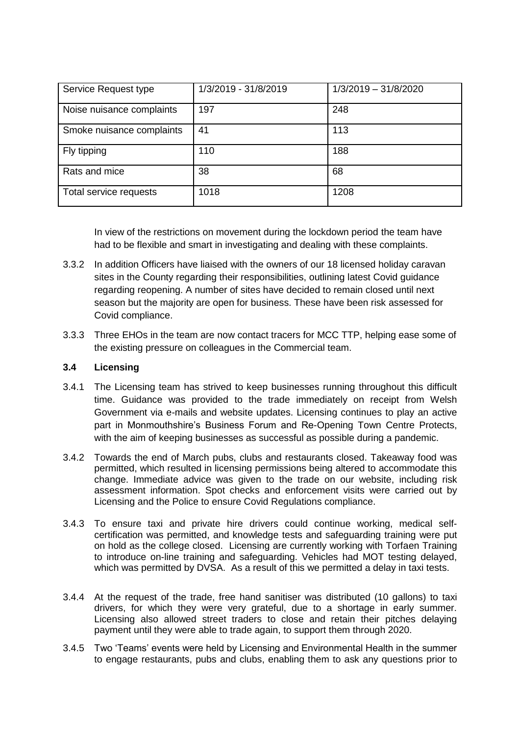| Service Request type | 1/3/2019 - 31/8/2019 | 1/3/2019 – 31/8/2020 |
|---|---|---|
| Noise nuisance complaints | 197 | 248 |
| Smoke nuisance complaints | 41 | 113 |
| Fly tipping | 110 | 188 |
| Rats and mice | 38 | 68 |
| Total service requests | 1018 | 1208 |

In view of the restrictions on movement during the lockdown period the team have had to be flexible and smart in investigating and dealing with these complaints.

3.3.2 In addition Officers have liaised with the owners of our 18 licensed holiday caravan sites in the County regarding their responsibilities, outlining latest Covid guidance regarding reopening. A number of sites have decided to remain closed until next season but the majority are open for business. These have been risk assessed for Covid compliance.

3.3.3 Three EHOs in the team are now contact tracers for MCC TTP, helping ease some of the existing pressure on colleagues in the Commercial team.

### 3.4 Licensing

3.4.1 The Licensing team has strived to keep businesses running throughout this difficult time. Guidance was provided to the trade immediately on receipt from Welsh Government via e-mails and website updates. Licensing continues to play an active part in Monmouthshire's Business Forum and Re-Opening Town Centre Protects, with the aim of keeping businesses as successful as possible during a pandemic.

3.4.2 Towards the end of March pubs, clubs and restaurants closed. Takeaway food was permitted, which resulted in licensing permissions being altered to accommodate this change. Immediate advice was given to the trade on our website, including risk assessment information. Spot checks and enforcement visits were carried out by Licensing and the Police to ensure Covid Regulations compliance.

3.4.3 To ensure taxi and private hire drivers could continue working, medical self-certification was permitted, and knowledge tests and safeguarding training were put on hold as the college closed. Licensing are currently working with Torfaen Training to introduce on-line training and safeguarding. Vehicles had MOT testing delayed, which was permitted by DVSA. As a result of this we permitted a delay in taxi tests.

3.4.4 At the request of the trade, free hand sanitiser was distributed (10 gallons) to taxi drivers, for which they were very grateful, due to a shortage in early summer. Licensing also allowed street traders to close and retain their pitches delaying payment until they were able to trade again, to support them through 2020.

3.4.5 Two 'Teams' events were held by Licensing and Environmental Health in the summer to engage restaurants, pubs and clubs, enabling them to ask any questions prior to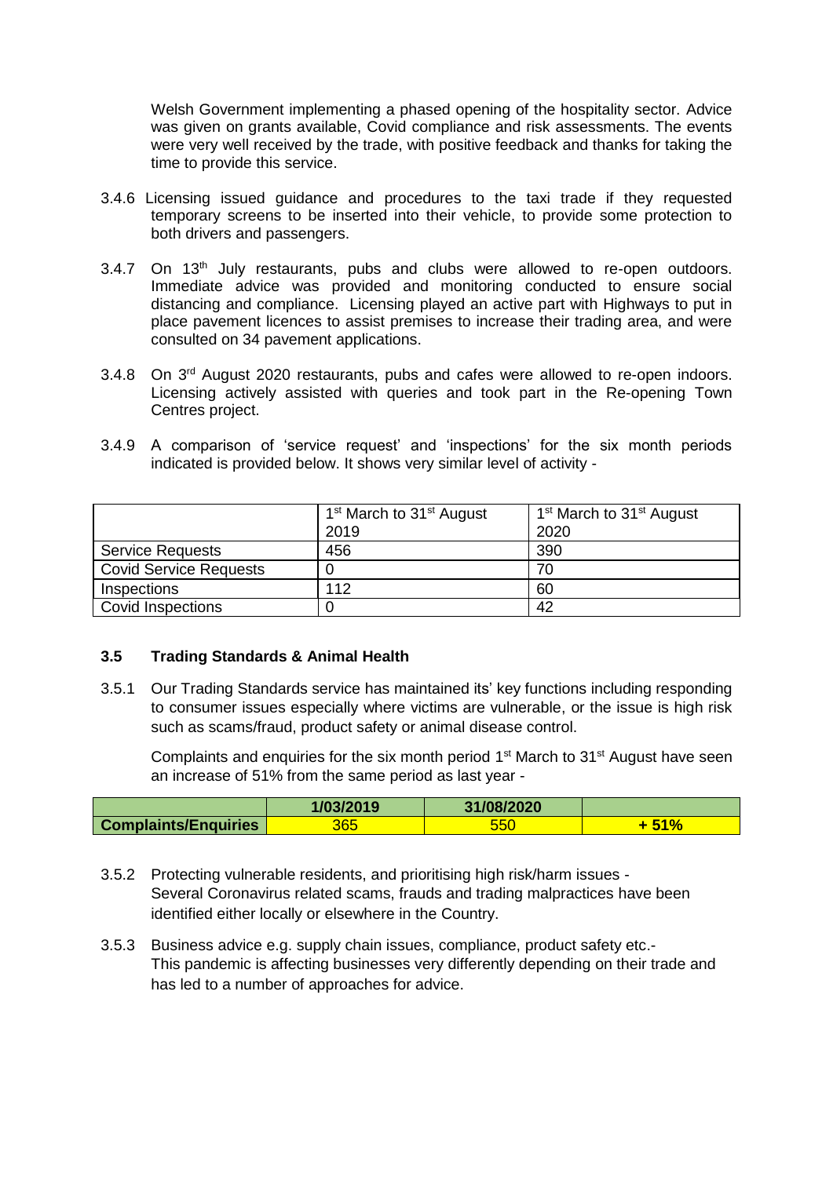Welsh Government implementing a phased opening of the hospitality sector. Advice was given on grants available, Covid compliance and risk assessments. The events were very well received by the trade, with positive feedback and thanks for taking the time to provide this service.

3.4.6 Licensing issued guidance and procedures to the taxi trade if they requested temporary screens to be inserted into their vehicle, to provide some protection to both drivers and passengers.

3.4.7 On 13th July restaurants, pubs and clubs were allowed to re-open outdoors. Immediate advice was provided and monitoring conducted to ensure social distancing and compliance. Licensing played an active part with Highways to put in place pavement licences to assist premises to increase their trading area, and were consulted on 34 pavement applications.

3.4.8 On 3rd August 2020 restaurants, pubs and cafes were allowed to re-open indoors. Licensing actively assisted with queries and took part in the Re-opening Town Centres project.

3.4.9 A comparison of 'service request' and 'inspections' for the six month periods indicated is provided below. It shows very similar level of activity -

| | 1st March to 31st August 2019 | 1st March to 31st August 2020 |
|---|---|---|
| Service Requests | 456 | 390 |
| Covid Service Requests | 0 | 70 |
| Inspections | 112 | 60 |
| Covid Inspections | 0 | 42 |

### 3.5 Trading Standards & Animal Health

3.5.1 Our Trading Standards service has maintained its' key functions including responding to consumer issues especially where victims are vulnerable, or the issue is high risk such as scams/fraud, product safety or animal disease control.

Complaints and enquiries for the six month period 1st March to 31st August have seen an increase of 51% from the same period as last year -

| | 1/03/2019 | 31/08/2020 | |
|---|---|---|---|
| **Complaints/Enquiries** | 365 | 550 | **+ 51%** |

3.5.2 Protecting vulnerable residents, and prioritising high risk/harm issues -
Several Coronavirus related scams, frauds and trading malpractices have been identified either locally or elsewhere in the Country.

3.5.3 Business advice e.g. supply chain issues, compliance, product safety etc.-
This pandemic is affecting businesses very differently depending on their trade and has led to a number of approaches for advice.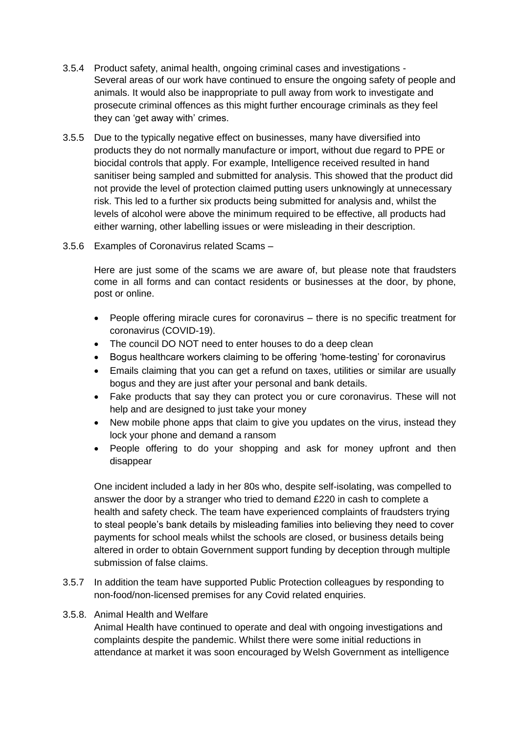3.5.4 Product safety, animal health, ongoing criminal cases and investigations - Several areas of our work have continued to ensure the ongoing safety of people and animals. It would also be inappropriate to pull away from work to investigate and prosecute criminal offences as this might further encourage criminals as they feel they can 'get away with' crimes.

3.5.5 Due to the typically negative effect on businesses, many have diversified into products they do not normally manufacture or import, without due regard to PPE or biocidal controls that apply. For example, Intelligence received resulted in hand sanitiser being sampled and submitted for analysis. This showed that the product did not provide the level of protection claimed putting users unknowingly at unnecessary risk. This led to a further six products being submitted for analysis and, whilst the levels of alcohol were above the minimum required to be effective, all products had either warning, other labelling issues or were misleading in their description.

3.5.6 Examples of Coronavirus related Scams –

Here are just some of the scams we are aware of, but please note that fraudsters come in all forms and can contact residents or businesses at the door, by phone, post or online.

- People offering miracle cures for coronavirus – there is no specific treatment for coronavirus (COVID-19).
- The council DO NOT need to enter houses to do a deep clean
- Bogus healthcare workers claiming to be offering 'home-testing' for coronavirus
- Emails claiming that you can get a refund on taxes, utilities or similar are usually bogus and they are just after your personal and bank details.
- Fake products that say they can protect you or cure coronavirus. These will not help and are designed to just take your money
- New mobile phone apps that claim to give you updates on the virus, instead they lock your phone and demand a ransom
- People offering to do your shopping and ask for money upfront and then disappear

One incident included a lady in her 80s who, despite self-isolating, was compelled to answer the door by a stranger who tried to demand £220 in cash to complete a health and safety check. The team have experienced complaints of fraudsters trying to steal people's bank details by misleading families into believing they need to cover payments for school meals whilst the schools are closed, or business details being altered in order to obtain Government support funding by deception through multiple submission of false claims.

3.5.7 In addition the team have supported Public Protection colleagues by responding to non-food/non-licensed premises for any Covid related enquiries.

3.5.8. Animal Health and Welfare
Animal Health have continued to operate and deal with ongoing investigations and complaints despite the pandemic. Whilst there were some initial reductions in attendance at market it was soon encouraged by Welsh Government as intelligence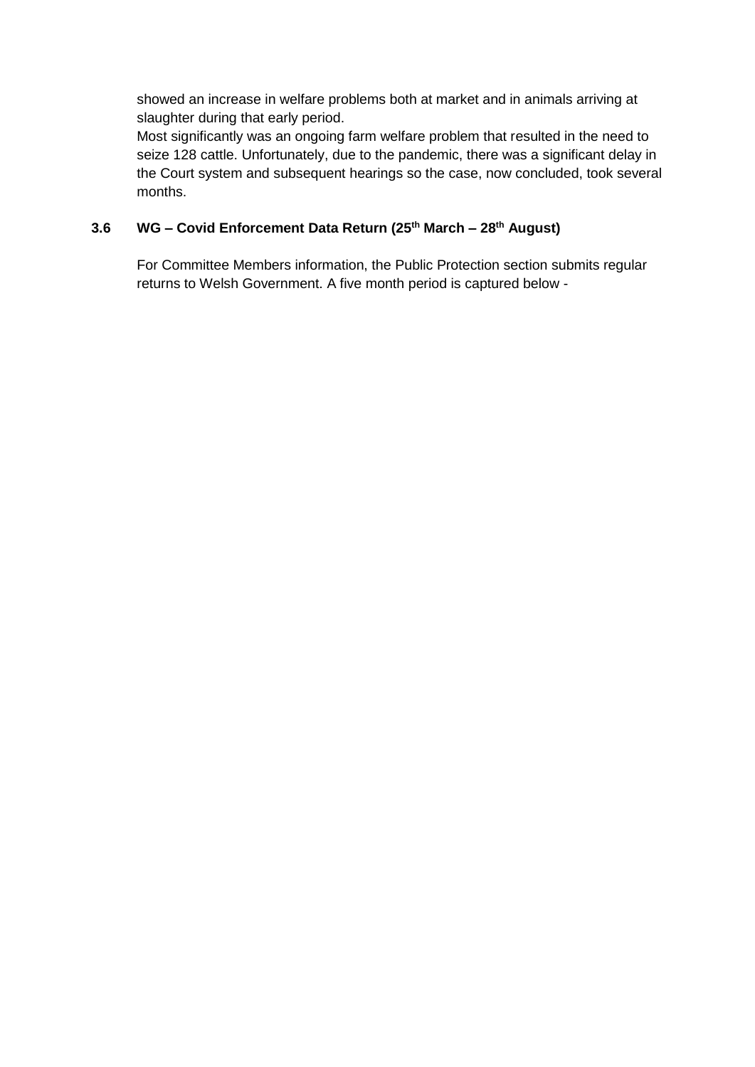showed an increase in welfare problems both at market and in animals arriving at slaughter during that early period.

Most significantly was an ongoing farm welfare problem that resulted in the need to seize 128 cattle. Unfortunately, due to the pandemic, there was a significant delay in the Court system and subsequent hearings so the case, now concluded, took several months.

### 3.6 WG – Covid Enforcement Data Return (25th March – 28th August)

For Committee Members information, the Public Protection section submits regular returns to Welsh Government. A five month period is captured below -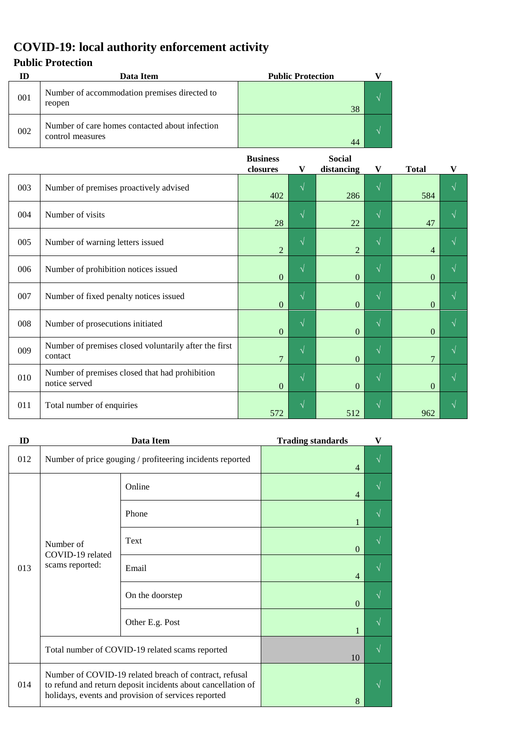# COVID-19: local authority enforcement activity

## Public Protection

| ID | Data Item | Public Protection | V |
|---|---|---|---|
| 001 | Number of accommodation premises directed to reopen | 38 | √ |
| 002 | Number of care homes contacted about infection control measures | 44 | √ |

| ID | Data Item | Business closures | V | Social distancing | V | Total | V |
|---|---|---|---|---|---|---|---|
| 003 | Number of premises proactively advised | 402 | √ | 286 | √ | 584 | √ |
| 004 | Number of visits | 28 | √ | 22 | √ | 47 | √ |
| 005 | Number of warning letters issued | 2 | √ | 2 | √ | 4 | √ |
| 006 | Number of prohibition notices issued | 0 | √ | 0 | √ | 0 | √ |
| 007 | Number of fixed penalty notices issued | 0 | √ | 0 | √ | 0 | √ |
| 008 | Number of prosecutions initiated | 0 | √ | 0 | √ | 0 | √ |
| 009 | Number of premises closed voluntarily after the first contact | 7 | √ | 0 | √ | 7 | √ |
| 010 | Number of premises closed that had prohibition notice served | 0 | √ | 0 | √ | 0 | √ |
| 011 | Total number of enquiries | 572 | √ | 512 | √ | 962 | √ |

| ID | Data Item | | Trading standards | V |
|---|---|---|---|---|
| 012 | Number of price gouging / profiteering incidents reported | | 4 | √ |
| 013 | Number of COVID-19 related scams reported: | Online | 4 | √ |
| | | Phone | 1 | √ |
| | | Text | 0 | √ |
| | | Email | 4 | √ |
| | | On the doorstep | 0 | √ |
| | | Other E.g. Post | 1 | √ |
| | Total number of COVID-19 related scams reported | | 10 | √ |
| 014 | Number of COVID-19 related breach of contract, refusal to refund and return deposit incidents about cancellation of holidays, events and provision of services reported | | 8 | √ |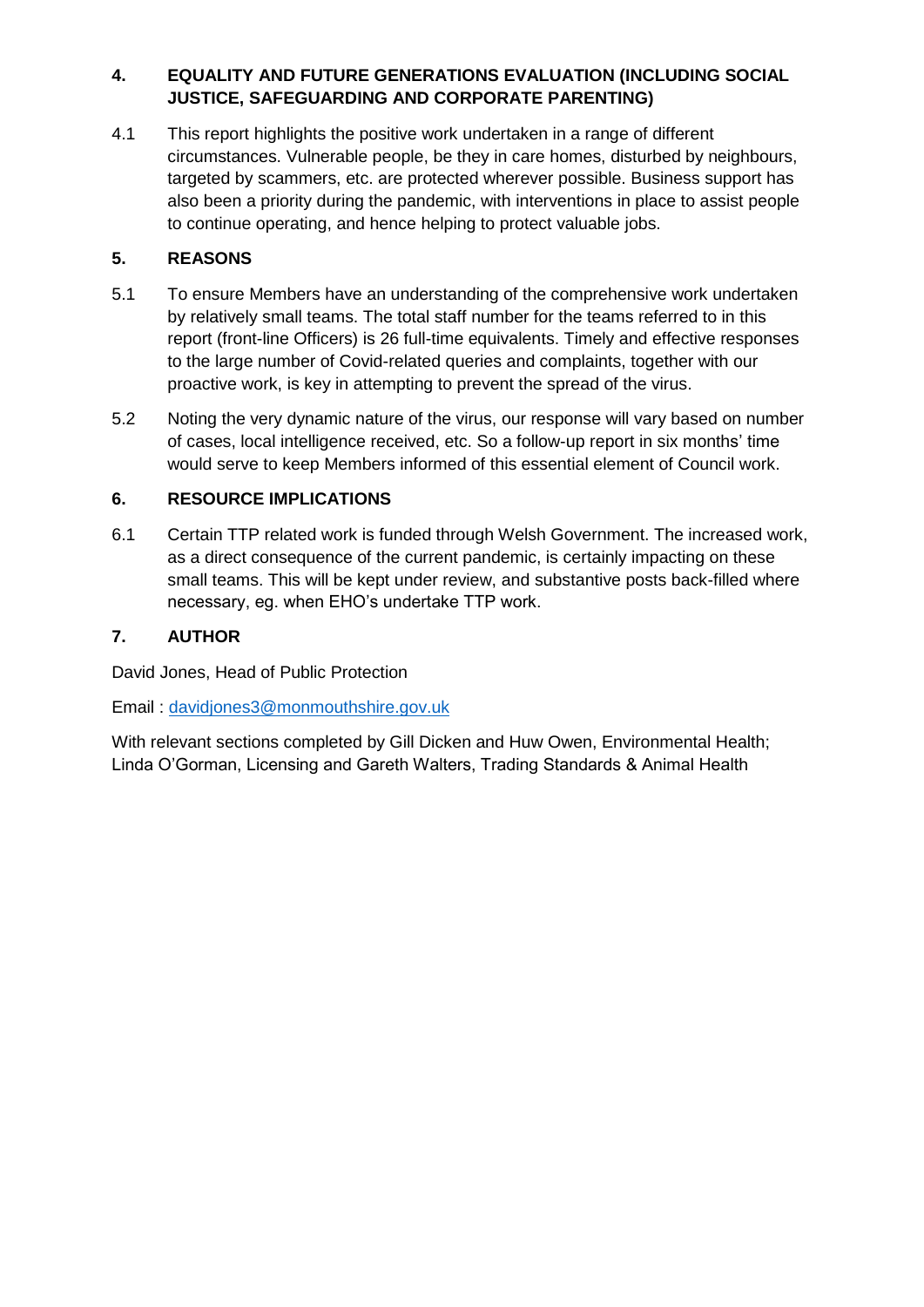## 4. EQUALITY AND FUTURE GENERATIONS EVALUATION (INCLUDING SOCIAL JUSTICE, SAFEGUARDING AND CORPORATE PARENTING)

4.1 This report highlights the positive work undertaken in a range of different circumstances. Vulnerable people, be they in care homes, disturbed by neighbours, targeted by scammers, etc. are protected wherever possible. Business support has also been a priority during the pandemic, with interventions in place to assist people to continue operating, and hence helping to protect valuable jobs.

## 5. REASONS

5.1 To ensure Members have an understanding of the comprehensive work undertaken by relatively small teams. The total staff number for the teams referred to in this report (front-line Officers) is 26 full-time equivalents. Timely and effective responses to the large number of Covid-related queries and complaints, together with our proactive work, is key in attempting to prevent the spread of the virus.

5.2 Noting the very dynamic nature of the virus, our response will vary based on number of cases, local intelligence received, etc. So a follow-up report in six months' time would serve to keep Members informed of this essential element of Council work.

## 6. RESOURCE IMPLICATIONS

6.1 Certain TTP related work is funded through Welsh Government. The increased work, as a direct consequence of the current pandemic, is certainly impacting on these small teams. This will be kept under review, and substantive posts back-filled where necessary, eg. when EHO's undertake TTP work.

## 7. AUTHOR

David Jones, Head of Public Protection

Email : davidjones3@monmouthshire.gov.uk

With relevant sections completed by Gill Dicken and Huw Owen, Environmental Health; Linda O'Gorman, Licensing and Gareth Walters, Trading Standards & Animal Health